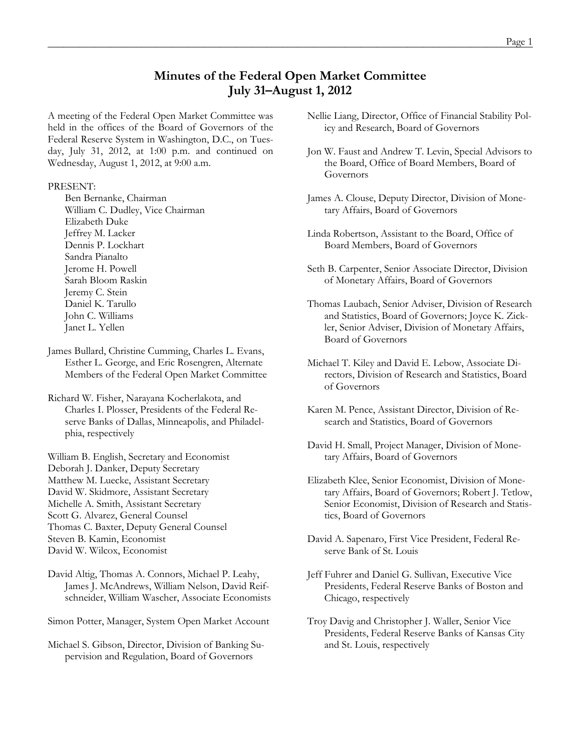# Minutes of the Federal Open Market Committee
## July 31–August 1, 2012

A meeting of the Federal Open Market Committee was held in the offices of the Board of Governors of the Federal Reserve System in Washington, D.C., on Tuesday, July 31, 2012, at 1:00 p.m. and continued on Wednesday, August 1, 2012, at 9:00 a.m.

PRESENT:
- Ben Bernanke, Chairman
- William C. Dudley, Vice Chairman
- Elizabeth Duke
- Jeffrey M. Lacker
- Dennis P. Lockhart
- Sandra Pianalto
- Jerome H. Powell
- Sarah Bloom Raskin
- Jeremy C. Stein
- Daniel K. Tarullo
- John C. Williams
- Janet L. Yellen

James Bullard, Christine Cumming, Charles L. Evans, Esther L. George, and Eric Rosengren, Alternate Members of the Federal Open Market Committee

Richard W. Fisher, Narayana Kocherlakota, and Charles I. Plosser, Presidents of the Federal Reserve Banks of Dallas, Minneapolis, and Philadelphia, respectively

William B. English, Secretary and Economist
Deborah J. Danker, Deputy Secretary
Matthew M. Luecke, Assistant Secretary
David W. Skidmore, Assistant Secretary
Michelle A. Smith, Assistant Secretary
Scott G. Alvarez, General Counsel
Thomas C. Baxter, Deputy General Counsel
Steven B. Kamin, Economist
David W. Wilcox, Economist

David Altig, Thomas A. Connors, Michael P. Leahy, James J. McAndrews, William Nelson, David Reifschneider, William Wascher, Associate Economists

Simon Potter, Manager, System Open Market Account

Michael S. Gibson, Director, Division of Banking Supervision and Regulation, Board of Governors

Nellie Liang, Director, Office of Financial Stability Policy and Research, Board of Governors

Jon W. Faust and Andrew T. Levin, Special Advisors to the Board, Office of Board Members, Board of Governors

James A. Clouse, Deputy Director, Division of Monetary Affairs, Board of Governors

Linda Robertson, Assistant to the Board, Office of Board Members, Board of Governors

Seth B. Carpenter, Senior Associate Director, Division of Monetary Affairs, Board of Governors

Thomas Laubach, Senior Adviser, Division of Research and Statistics, Board of Governors; Joyce K. Zickler, Senior Adviser, Division of Monetary Affairs, Board of Governors

Michael T. Kiley and David E. Lebow, Associate Directors, Division of Research and Statistics, Board of Governors

Karen M. Pence, Assistant Director, Division of Research and Statistics, Board of Governors

David H. Small, Project Manager, Division of Monetary Affairs, Board of Governors

Elizabeth Klee, Senior Economist, Division of Monetary Affairs, Board of Governors; Robert J. Tetlow, Senior Economist, Division of Research and Statistics, Board of Governors

David A. Sapenaro, First Vice President, Federal Reserve Bank of St. Louis

Jeff Fuhrer and Daniel G. Sullivan, Executive Vice Presidents, Federal Reserve Banks of Boston and Chicago, respectively

Troy Davig and Christopher J. Waller, Senior Vice Presidents, Federal Reserve Banks of Kansas City and St. Louis, respectively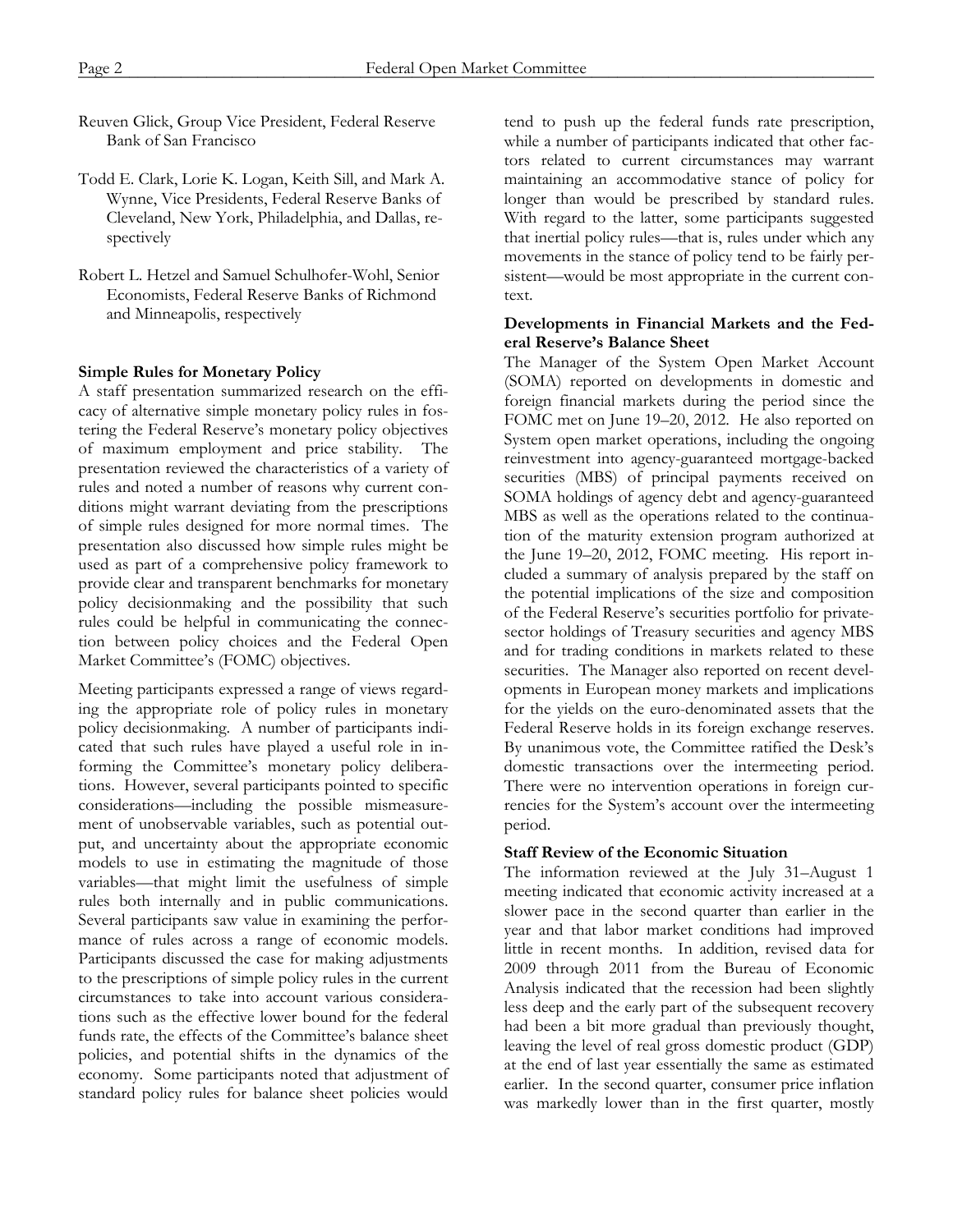Reuven Glick, Group Vice President, Federal Reserve Bank of San Francisco

Todd E. Clark, Lorie K. Logan, Keith Sill, and Mark A. Wynne, Vice Presidents, Federal Reserve Banks of Cleveland, New York, Philadelphia, and Dallas, respectively

Robert L. Hetzel and Samuel Schulhofer-Wohl, Senior Economists, Federal Reserve Banks of Richmond and Minneapolis, respectively

**Simple Rules for Monetary Policy**

A staff presentation summarized research on the efficacy of alternative simple monetary policy rules in fostering the Federal Reserve's monetary policy objectives of maximum employment and price stability. The presentation reviewed the characteristics of a variety of rules and noted a number of reasons why current conditions might warrant deviating from the prescriptions of simple rules designed for more normal times. The presentation also discussed how simple rules might be used as part of a comprehensive policy framework to provide clear and transparent benchmarks for monetary policy decisionmaking and the possibility that such rules could be helpful in communicating the connection between policy choices and the Federal Open Market Committee's (FOMC) objectives.

Meeting participants expressed a range of views regarding the appropriate role of policy rules in monetary policy decisionmaking. A number of participants indicated that such rules have played a useful role in informing the Committee's monetary policy deliberations. However, several participants pointed to specific considerations—including the possible mismeasurement of unobservable variables, such as potential output, and uncertainty about the appropriate economic models to use in estimating the magnitude of those variables—that might limit the usefulness of simple rules both internally and in public communications. Several participants saw value in examining the performance of rules across a range of economic models. Participants discussed the case for making adjustments to the prescriptions of simple policy rules in the current circumstances to take into account various considerations such as the effective lower bound for the federal funds rate, the effects of the Committee's balance sheet policies, and potential shifts in the dynamics of the economy. Some participants noted that adjustment of standard policy rules for balance sheet policies would tend to push up the federal funds rate prescription, while a number of participants indicated that other factors related to current circumstances may warrant maintaining an accommodative stance of policy for longer than would be prescribed by standard rules. With regard to the latter, some participants suggested that inertial policy rules—that is, rules under which any movements in the stance of policy tend to be fairly persistent—would be most appropriate in the current context.

**Developments in Financial Markets and the Federal Reserve's Balance Sheet**

The Manager of the System Open Market Account (SOMA) reported on developments in domestic and foreign financial markets during the period since the FOMC met on June 19–20, 2012. He also reported on System open market operations, including the ongoing reinvestment into agency-guaranteed mortgage-backed securities (MBS) of principal payments received on SOMA holdings of agency debt and agency-guaranteed MBS as well as the operations related to the continuation of the maturity extension program authorized at the June 19–20, 2012, FOMC meeting. His report included a summary of analysis prepared by the staff on the potential implications of the size and composition of the Federal Reserve's securities portfolio for private-sector holdings of Treasury securities and agency MBS and for trading conditions in markets related to these securities. The Manager also reported on recent developments in European money markets and implications for the yields on the euro-denominated assets that the Federal Reserve holds in its foreign exchange reserves. By unanimous vote, the Committee ratified the Desk's domestic transactions over the intermeeting period. There were no intervention operations in foreign currencies for the System's account over the intermeeting period.

**Staff Review of the Economic Situation**

The information reviewed at the July 31–August 1 meeting indicated that economic activity increased at a slower pace in the second quarter than earlier in the year and that labor market conditions had improved little in recent months. In addition, revised data for 2009 through 2011 from the Bureau of Economic Analysis indicated that the recession had been slightly less deep and the early part of the subsequent recovery had been a bit more gradual than previously thought, leaving the level of real gross domestic product (GDP) at the end of last year essentially the same as estimated earlier. In the second quarter, consumer price inflation was markedly lower than in the first quarter, mostly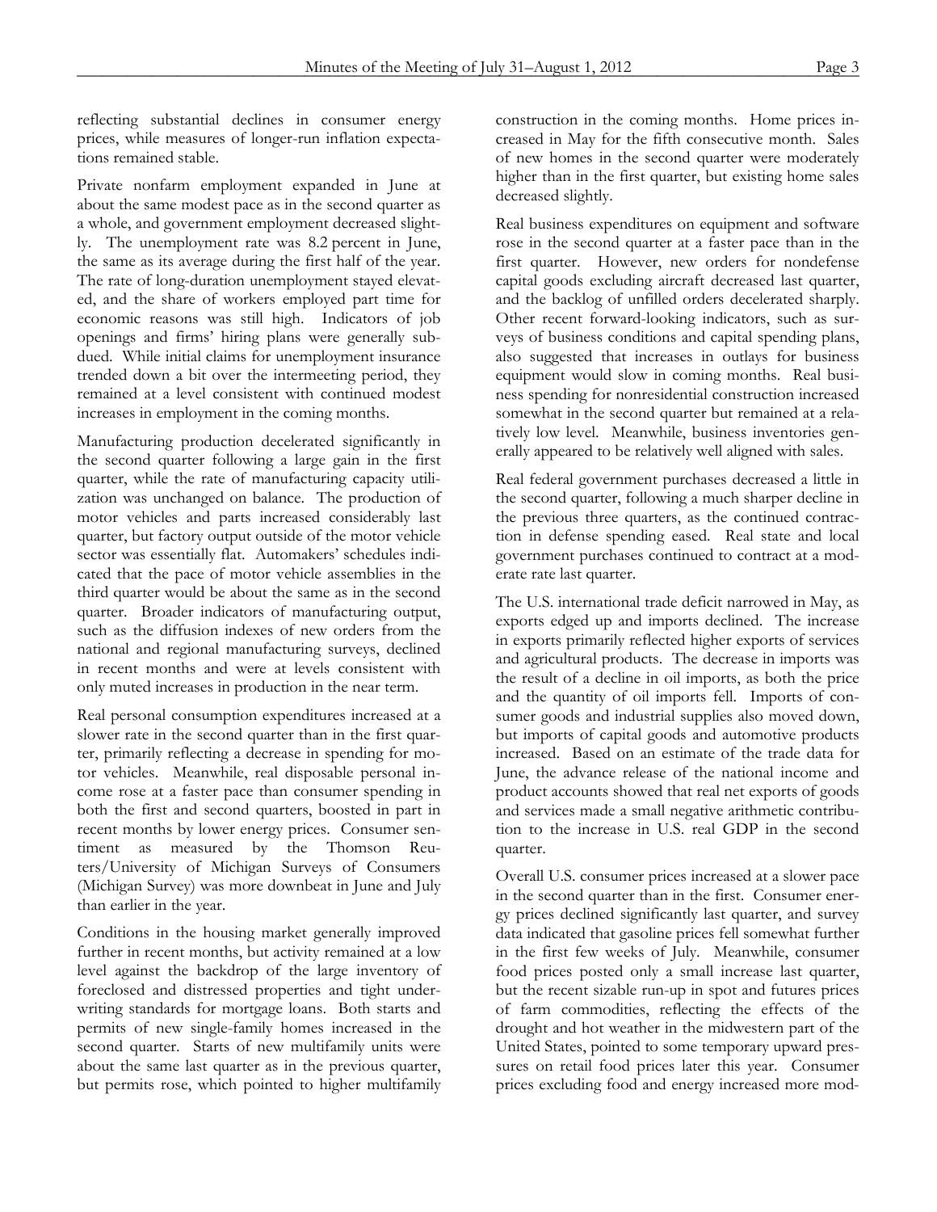reflecting substantial declines in consumer energy prices, while measures of longer-run inflation expectations remained stable.

Private nonfarm employment expanded in June at about the same modest pace as in the second quarter as a whole, and government employment decreased slightly. The unemployment rate was 8.2 percent in June, the same as its average during the first half of the year. The rate of long-duration unemployment stayed elevated, and the share of workers employed part time for economic reasons was still high. Indicators of job openings and firms' hiring plans were generally subdued. While initial claims for unemployment insurance trended down a bit over the intermeeting period, they remained at a level consistent with continued modest increases in employment in the coming months.

Manufacturing production decelerated significantly in the second quarter following a large gain in the first quarter, while the rate of manufacturing capacity utilization was unchanged on balance. The production of motor vehicles and parts increased considerably last quarter, but factory output outside of the motor vehicle sector was essentially flat. Automakers' schedules indicated that the pace of motor vehicle assemblies in the third quarter would be about the same as in the second quarter. Broader indicators of manufacturing output, such as the diffusion indexes of new orders from the national and regional manufacturing surveys, declined in recent months and were at levels consistent with only muted increases in production in the near term.

Real personal consumption expenditures increased at a slower rate in the second quarter than in the first quarter, primarily reflecting a decrease in spending for motor vehicles. Meanwhile, real disposable personal income rose at a faster pace than consumer spending in both the first and second quarters, boosted in part in recent months by lower energy prices. Consumer sentiment as measured by the Thomson Reuters/University of Michigan Surveys of Consumers (Michigan Survey) was more downbeat in June and July than earlier in the year.

Conditions in the housing market generally improved further in recent months, but activity remained at a low level against the backdrop of the large inventory of foreclosed and distressed properties and tight underwriting standards for mortgage loans. Both starts and permits of new single-family homes increased in the second quarter. Starts of new multifamily units were about the same last quarter as in the previous quarter, but permits rose, which pointed to higher multifamily construction in the coming months. Home prices increased in May for the fifth consecutive month. Sales of new homes in the second quarter were moderately higher than in the first quarter, but existing home sales decreased slightly.

Real business expenditures on equipment and software rose in the second quarter at a faster pace than in the first quarter. However, new orders for nondefense capital goods excluding aircraft decreased last quarter, and the backlog of unfilled orders decelerated sharply. Other recent forward-looking indicators, such as surveys of business conditions and capital spending plans, also suggested that increases in outlays for business equipment would slow in coming months. Real business spending for nonresidential construction increased somewhat in the second quarter but remained at a relatively low level. Meanwhile, business inventories generally appeared to be relatively well aligned with sales.

Real federal government purchases decreased a little in the second quarter, following a much sharper decline in the previous three quarters, as the continued contraction in defense spending eased. Real state and local government purchases continued to contract at a moderate rate last quarter.

The U.S. international trade deficit narrowed in May, as exports edged up and imports declined. The increase in exports primarily reflected higher exports of services and agricultural products. The decrease in imports was the result of a decline in oil imports, as both the price and the quantity of oil imports fell. Imports of consumer goods and industrial supplies also moved down, but imports of capital goods and automotive products increased. Based on an estimate of the trade data for June, the advance release of the national income and product accounts showed that real net exports of goods and services made a small negative arithmetic contribution to the increase in U.S. real GDP in the second quarter.

Overall U.S. consumer prices increased at a slower pace in the second quarter than in the first. Consumer energy prices declined significantly last quarter, and survey data indicated that gasoline prices fell somewhat further in the first few weeks of July. Meanwhile, consumer food prices posted only a small increase last quarter, but the recent sizable run-up in spot and futures prices of farm commodities, reflecting the effects of the drought and hot weather in the midwestern part of the United States, pointed to some temporary upward pressures on retail food prices later this year. Consumer prices excluding food and energy increased more mod-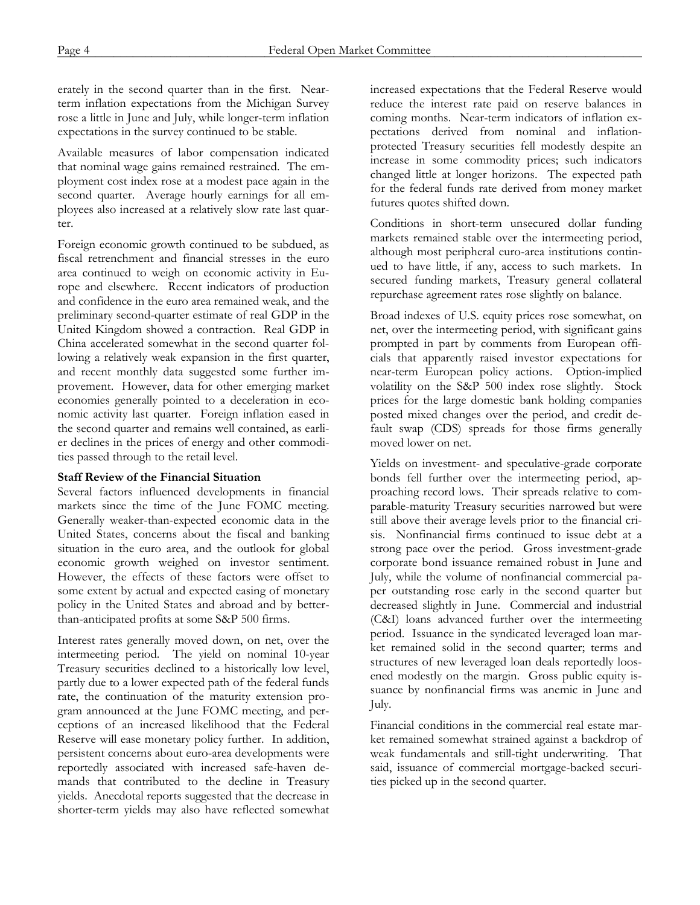erately in the second quarter than in the first. Near-term inflation expectations from the Michigan Survey rose a little in June and July, while longer-term inflation expectations in the survey continued to be stable.

Available measures of labor compensation indicated that nominal wage gains remained restrained. The employment cost index rose at a modest pace again in the second quarter. Average hourly earnings for all employees also increased at a relatively slow rate last quarter.

Foreign economic growth continued to be subdued, as fiscal retrenchment and financial stresses in the euro area continued to weigh on economic activity in Europe and elsewhere. Recent indicators of production and confidence in the euro area remained weak, and the preliminary second-quarter estimate of real GDP in the United Kingdom showed a contraction. Real GDP in China accelerated somewhat in the second quarter following a relatively weak expansion in the first quarter, and recent monthly data suggested some further improvement. However, data for other emerging market economies generally pointed to a deceleration in economic activity last quarter. Foreign inflation eased in the second quarter and remains well contained, as earlier declines in the prices of energy and other commodities passed through to the retail level.

**Staff Review of the Financial Situation**

Several factors influenced developments in financial markets since the time of the June FOMC meeting. Generally weaker-than-expected economic data in the United States, concerns about the fiscal and banking situation in the euro area, and the outlook for global economic growth weighed on investor sentiment. However, the effects of these factors were offset to some extent by actual and expected easing of monetary policy in the United States and abroad and by better-than-anticipated profits at some S&P 500 firms.

Interest rates generally moved down, on net, over the intermeeting period. The yield on nominal 10-year Treasury securities declined to a historically low level, partly due to a lower expected path of the federal funds rate, the continuation of the maturity extension program announced at the June FOMC meeting, and perceptions of an increased likelihood that the Federal Reserve will ease monetary policy further. In addition, persistent concerns about euro-area developments were reportedly associated with increased safe-haven demands that contributed to the decline in Treasury yields. Anecdotal reports suggested that the decrease in shorter-term yields may also have reflected somewhat increased expectations that the Federal Reserve would reduce the interest rate paid on reserve balances in coming months. Near-term indicators of inflation expectations derived from nominal and inflation-protected Treasury securities fell modestly despite an increase in some commodity prices; such indicators changed little at longer horizons. The expected path for the federal funds rate derived from money market futures quotes shifted down.

Conditions in short-term unsecured dollar funding markets remained stable over the intermeeting period, although most peripheral euro-area institutions continued to have little, if any, access to such markets. In secured funding markets, Treasury general collateral repurchase agreement rates rose slightly on balance.

Broad indexes of U.S. equity prices rose somewhat, on net, over the intermeeting period, with significant gains prompted in part by comments from European officials that apparently raised investor expectations for near-term European policy actions. Option-implied volatility on the S&P 500 index rose slightly. Stock prices for the large domestic bank holding companies posted mixed changes over the period, and credit default swap (CDS) spreads for those firms generally moved lower on net.

Yields on investment- and speculative-grade corporate bonds fell further over the intermeeting period, approaching record lows. Their spreads relative to comparable-maturity Treasury securities narrowed but were still above their average levels prior to the financial crisis. Nonfinancial firms continued to issue debt at a strong pace over the period. Gross investment-grade corporate bond issuance remained robust in June and July, while the volume of nonfinancial commercial paper outstanding rose early in the second quarter but decreased slightly in June. Commercial and industrial (C&I) loans advanced further over the intermeeting period. Issuance in the syndicated leveraged loan market remained solid in the second quarter; terms and structures of new leveraged loan deals reportedly loosened modestly on the margin. Gross public equity issuance by nonfinancial firms was anemic in June and July.

Financial conditions in the commercial real estate market remained somewhat strained against a backdrop of weak fundamentals and still-tight underwriting. That said, issuance of commercial mortgage-backed securities picked up in the second quarter.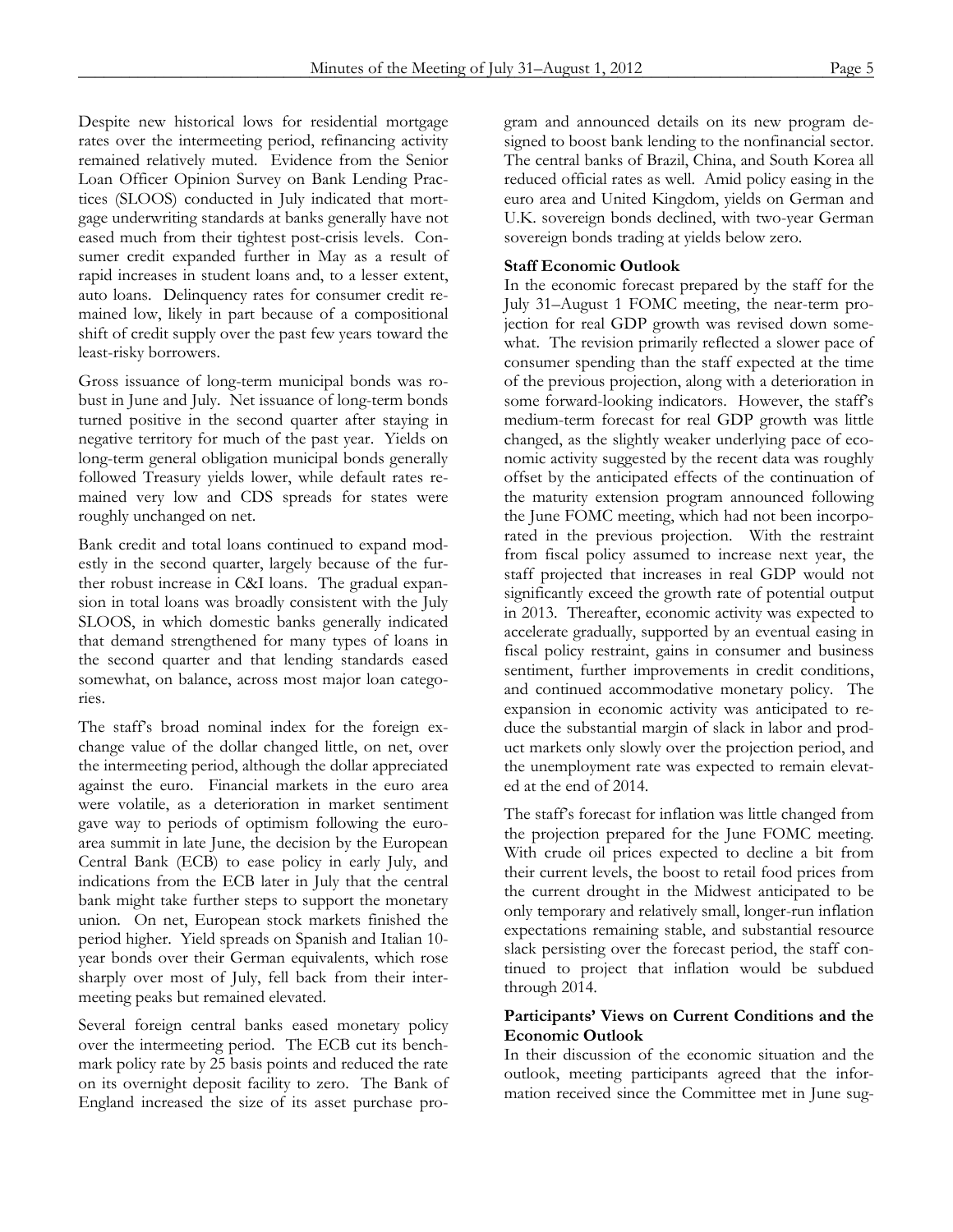Despite new historical lows for residential mortgage rates over the intermeeting period, refinancing activity remained relatively muted. Evidence from the Senior Loan Officer Opinion Survey on Bank Lending Practices (SLOOS) conducted in July indicated that mortgage underwriting standards at banks generally have not eased much from their tightest post-crisis levels. Consumer credit expanded further in May as a result of rapid increases in student loans and, to a lesser extent, auto loans. Delinquency rates for consumer credit remained low, likely in part because of a compositional shift of credit supply over the past few years toward the least-risky borrowers.

Gross issuance of long-term municipal bonds was robust in June and July. Net issuance of long-term bonds turned positive in the second quarter after staying in negative territory for much of the past year. Yields on long-term general obligation municipal bonds generally followed Treasury yields lower, while default rates remained very low and CDS spreads for states were roughly unchanged on net.

Bank credit and total loans continued to expand modestly in the second quarter, largely because of the further robust increase in C&I loans. The gradual expansion in total loans was broadly consistent with the July SLOOS, in which domestic banks generally indicated that demand strengthened for many types of loans in the second quarter and that lending standards eased somewhat, on balance, across most major loan categories.

The staff's broad nominal index for the foreign exchange value of the dollar changed little, on net, over the intermeeting period, although the dollar appreciated against the euro. Financial markets in the euro area were volatile, as a deterioration in market sentiment gave way to periods of optimism following the euro-area summit in late June, the decision by the European Central Bank (ECB) to ease policy in early July, and indications from the ECB later in July that the central bank might take further steps to support the monetary union. On net, European stock markets finished the period higher. Yield spreads on Spanish and Italian 10-year bonds over their German equivalents, which rose sharply over most of July, fell back from their intermeeting peaks but remained elevated.

Several foreign central banks eased monetary policy over the intermeeting period. The ECB cut its benchmark policy rate by 25 basis points and reduced the rate on its overnight deposit facility to zero. The Bank of England increased the size of its asset purchase program and announced details on its new program designed to boost bank lending to the nonfinancial sector. The central banks of Brazil, China, and South Korea all reduced official rates as well. Amid policy easing in the euro area and United Kingdom, yields on German and U.K. sovereign bonds declined, with two-year German sovereign bonds trading at yields below zero.

**Staff Economic Outlook**

In the economic forecast prepared by the staff for the July 31–August 1 FOMC meeting, the near-term projection for real GDP growth was revised down somewhat. The revision primarily reflected a slower pace of consumer spending than the staff expected at the time of the previous projection, along with a deterioration in some forward-looking indicators. However, the staff's medium-term forecast for real GDP growth was little changed, as the slightly weaker underlying pace of economic activity suggested by the recent data was roughly offset by the anticipated effects of the continuation of the maturity extension program announced following the June FOMC meeting, which had not been incorporated in the previous projection. With the restraint from fiscal policy assumed to increase next year, the staff projected that increases in real GDP would not significantly exceed the growth rate of potential output in 2013. Thereafter, economic activity was expected to accelerate gradually, supported by an eventual easing in fiscal policy restraint, gains in consumer and business sentiment, further improvements in credit conditions, and continued accommodative monetary policy. The expansion in economic activity was anticipated to reduce the substantial margin of slack in labor and product markets only slowly over the projection period, and the unemployment rate was expected to remain elevated at the end of 2014.

The staff's forecast for inflation was little changed from the projection prepared for the June FOMC meeting. With crude oil prices expected to decline a bit from their current levels, the boost to retail food prices from the current drought in the Midwest anticipated to be only temporary and relatively small, longer-run inflation expectations remaining stable, and substantial resource slack persisting over the forecast period, the staff continued to project that inflation would be subdued through 2014.

**Participants' Views on Current Conditions and the Economic Outlook**

In their discussion of the economic situation and the outlook, meeting participants agreed that the information received since the Committee met in June sug-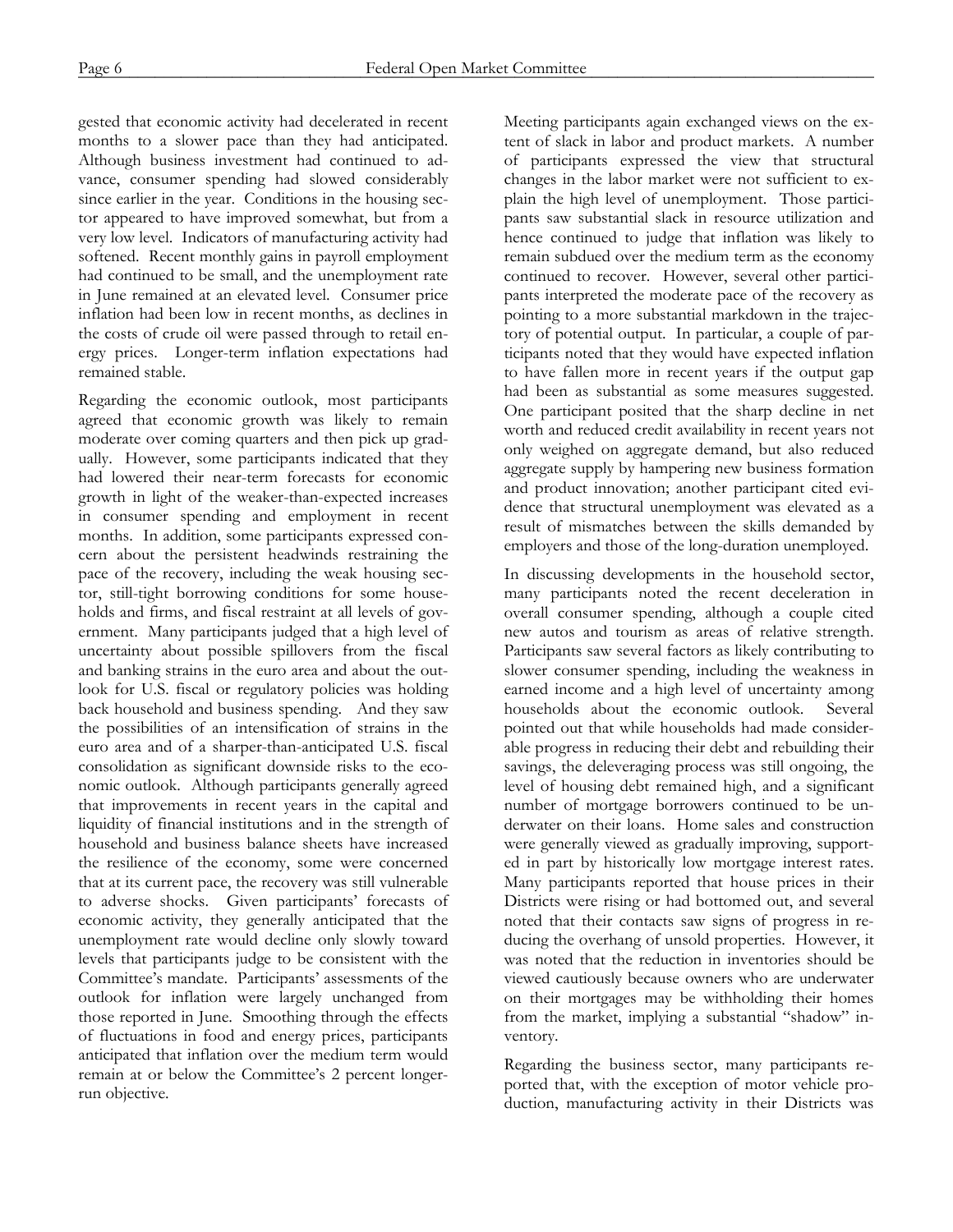gested that economic activity had decelerated in recent months to a slower pace than they had anticipated. Although business investment had continued to advance, consumer spending had slowed considerably since earlier in the year. Conditions in the housing sector appeared to have improved somewhat, but from a very low level. Indicators of manufacturing activity had softened. Recent monthly gains in payroll employment had continued to be small, and the unemployment rate in June remained at an elevated level. Consumer price inflation had been low in recent months, as declines in the costs of crude oil were passed through to retail energy prices. Longer-term inflation expectations had remained stable.

Regarding the economic outlook, most participants agreed that economic growth was likely to remain moderate over coming quarters and then pick up gradually. However, some participants indicated that they had lowered their near-term forecasts for economic growth in light of the weaker-than-expected increases in consumer spending and employment in recent months. In addition, some participants expressed concern about the persistent headwinds restraining the pace of the recovery, including the weak housing sector, still-tight borrowing conditions for some households and firms, and fiscal restraint at all levels of government. Many participants judged that a high level of uncertainty about possible spillovers from the fiscal and banking strains in the euro area and about the outlook for U.S. fiscal or regulatory policies was holding back household and business spending. And they saw the possibilities of an intensification of strains in the euro area and of a sharper-than-anticipated U.S. fiscal consolidation as significant downside risks to the economic outlook. Although participants generally agreed that improvements in recent years in the capital and liquidity of financial institutions and in the strength of household and business balance sheets have increased the resilience of the economy, some were concerned that at its current pace, the recovery was still vulnerable to adverse shocks. Given participants' forecasts of economic activity, they generally anticipated that the unemployment rate would decline only slowly toward levels that participants judge to be consistent with the Committee's mandate. Participants' assessments of the outlook for inflation were largely unchanged from those reported in June. Smoothing through the effects of fluctuations in food and energy prices, participants anticipated that inflation over the medium term would remain at or below the Committee's 2 percent longer-run objective.

Meeting participants again exchanged views on the extent of slack in labor and product markets. A number of participants expressed the view that structural changes in the labor market were not sufficient to explain the high level of unemployment. Those participants saw substantial slack in resource utilization and hence continued to judge that inflation was likely to remain subdued over the medium term as the economy continued to recover. However, several other participants interpreted the moderate pace of the recovery as pointing to a more substantial markdown in the trajectory of potential output. In particular, a couple of participants noted that they would have expected inflation to have fallen more in recent years if the output gap had been as substantial as some measures suggested. One participant posited that the sharp decline in net worth and reduced credit availability in recent years not only weighed on aggregate demand, but also reduced aggregate supply by hampering new business formation and product innovation; another participant cited evidence that structural unemployment was elevated as a result of mismatches between the skills demanded by employers and those of the long-duration unemployed.

In discussing developments in the household sector, many participants noted the recent deceleration in overall consumer spending, although a couple cited new autos and tourism as areas of relative strength. Participants saw several factors as likely contributing to slower consumer spending, including the weakness in earned income and a high level of uncertainty among households about the economic outlook. Several pointed out that while households had made considerable progress in reducing their debt and rebuilding their savings, the deleveraging process was still ongoing, the level of housing debt remained high, and a significant number of mortgage borrowers continued to be underwater on their loans. Home sales and construction were generally viewed as gradually improving, supported in part by historically low mortgage interest rates. Many participants reported that house prices in their Districts were rising or had bottomed out, and several noted that their contacts saw signs of progress in reducing the overhang of unsold properties. However, it was noted that the reduction in inventories should be viewed cautiously because owners who are underwater on their mortgages may be withholding their homes from the market, implying a substantial "shadow" inventory.

Regarding the business sector, many participants reported that, with the exception of motor vehicle production, manufacturing activity in their Districts was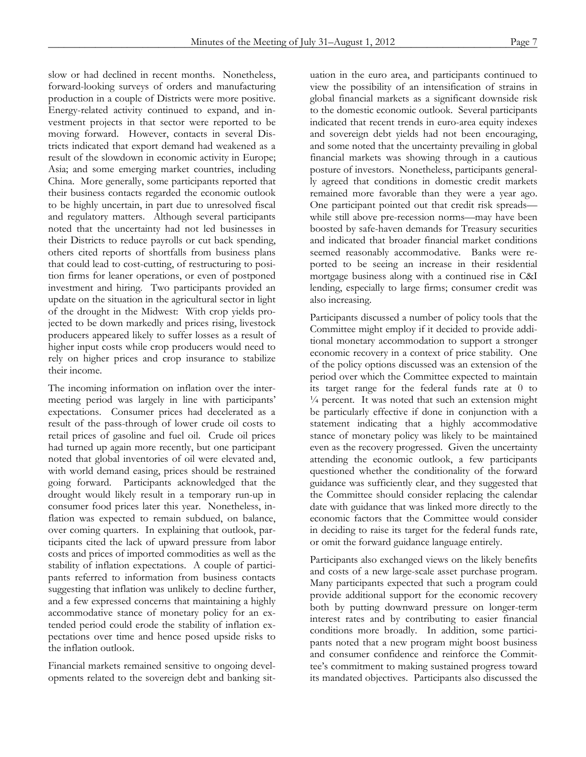slow or had declined in recent months. Nonetheless, forward-looking surveys of orders and manufacturing production in a couple of Districts were more positive. Energy-related activity continued to expand, and investment projects in that sector were reported to be moving forward. However, contacts in several Districts indicated that export demand had weakened as a result of the slowdown in economic activity in Europe; Asia; and some emerging market countries, including China. More generally, some participants reported that their business contacts regarded the economic outlook to be highly uncertain, in part due to unresolved fiscal and regulatory matters. Although several participants noted that the uncertainty had not led businesses in their Districts to reduce payrolls or cut back spending, others cited reports of shortfalls from business plans that could lead to cost-cutting, of restructuring to position firms for leaner operations, or even of postponed investment and hiring. Two participants provided an update on the situation in the agricultural sector in light of the drought in the Midwest: With crop yields projected to be down markedly and prices rising, livestock producers appeared likely to suffer losses as a result of higher input costs while crop producers would need to rely on higher prices and crop insurance to stabilize their income.

The incoming information on inflation over the intermeeting period was largely in line with participants' expectations. Consumer prices had decelerated as a result of the pass-through of lower crude oil costs to retail prices of gasoline and fuel oil. Crude oil prices had turned up again more recently, but one participant noted that global inventories of oil were elevated and, with world demand easing, prices should be restrained going forward. Participants acknowledged that the drought would likely result in a temporary run-up in consumer food prices later this year. Nonetheless, inflation was expected to remain subdued, on balance, over coming quarters. In explaining that outlook, participants cited the lack of upward pressure from labor costs and prices of imported commodities as well as the stability of inflation expectations. A couple of participants referred to information from business contacts suggesting that inflation was unlikely to decline further, and a few expressed concerns that maintaining a highly accommodative stance of monetary policy for an extended period could erode the stability of inflation expectations over time and hence posed upside risks to the inflation outlook.

Financial markets remained sensitive to ongoing developments related to the sovereign debt and banking situation in the euro area, and participants continued to view the possibility of an intensification of strains in global financial markets as a significant downside risk to the domestic economic outlook. Several participants indicated that recent trends in euro-area equity indexes and sovereign debt yields had not been encouraging, and some noted that the uncertainty prevailing in global financial markets was showing through in a cautious posture of investors. Nonetheless, participants generally agreed that conditions in domestic credit markets remained more favorable than they were a year ago. One participant pointed out that credit risk spreads—while still above pre-recession norms—may have been boosted by safe-haven demands for Treasury securities and indicated that broader financial market conditions seemed reasonably accommodative. Banks were reported to be seeing an increase in their residential mortgage business along with a continued rise in C&I lending, especially to large firms; consumer credit was also increasing.

Participants discussed a number of policy tools that the Committee might employ if it decided to provide additional monetary accommodation to support a stronger economic recovery in a context of price stability. One of the policy options discussed was an extension of the period over which the Committee expected to maintain its target range for the federal funds rate at 0 to ¼ percent. It was noted that such an extension might be particularly effective if done in conjunction with a statement indicating that a highly accommodative stance of monetary policy was likely to be maintained even as the recovery progressed. Given the uncertainty attending the economic outlook, a few participants questioned whether the conditionality of the forward guidance was sufficiently clear, and they suggested that the Committee should consider replacing the calendar date with guidance that was linked more directly to the economic factors that the Committee would consider in deciding to raise its target for the federal funds rate, or omit the forward guidance language entirely.

Participants also exchanged views on the likely benefits and costs of a new large-scale asset purchase program. Many participants expected that such a program could provide additional support for the economic recovery both by putting downward pressure on longer-term interest rates and by contributing to easier financial conditions more broadly. In addition, some participants noted that a new program might boost business and consumer confidence and reinforce the Committee's commitment to making sustained progress toward its mandated objectives. Participants also discussed the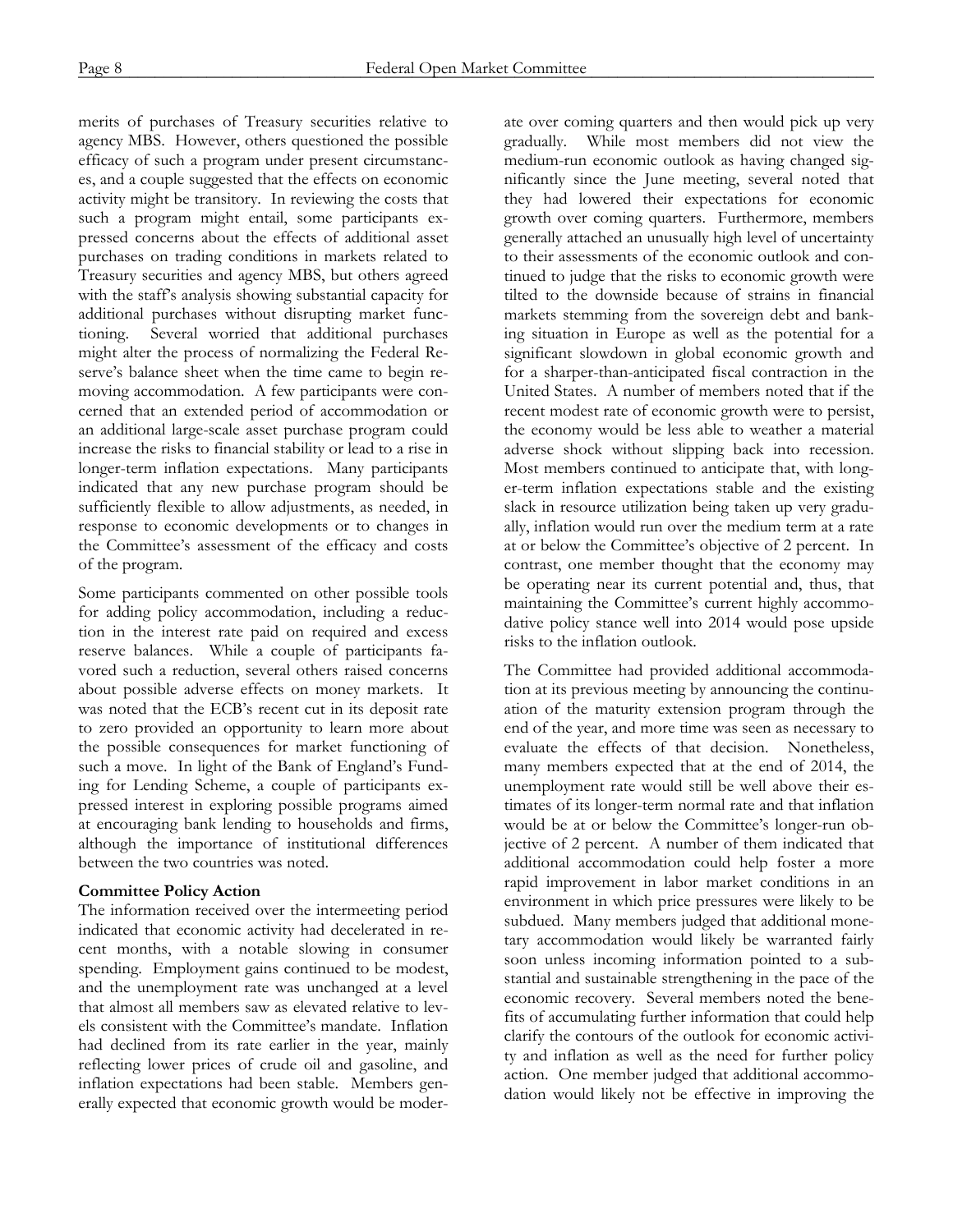merits of purchases of Treasury securities relative to agency MBS. However, others questioned the possible efficacy of such a program under present circumstances, and a couple suggested that the effects on economic activity might be transitory. In reviewing the costs that such a program might entail, some participants expressed concerns about the effects of additional asset purchases on trading conditions in markets related to Treasury securities and agency MBS, but others agreed with the staff's analysis showing substantial capacity for additional purchases without disrupting market functioning. Several worried that additional purchases might alter the process of normalizing the Federal Reserve's balance sheet when the time came to begin removing accommodation. A few participants were concerned that an extended period of accommodation or an additional large-scale asset purchase program could increase the risks to financial stability or lead to a rise in longer-term inflation expectations. Many participants indicated that any new purchase program should be sufficiently flexible to allow adjustments, as needed, in response to economic developments or to changes in the Committee's assessment of the efficacy and costs of the program.

Some participants commented on other possible tools for adding policy accommodation, including a reduction in the interest rate paid on required and excess reserve balances. While a couple of participants favored such a reduction, several others raised concerns about possible adverse effects on money markets. It was noted that the ECB's recent cut in its deposit rate to zero provided an opportunity to learn more about the possible consequences for market functioning of such a move. In light of the Bank of England's Funding for Lending Scheme, a couple of participants expressed interest in exploring possible programs aimed at encouraging bank lending to households and firms, although the importance of institutional differences between the two countries was noted.

**Committee Policy Action**

The information received over the intermeeting period indicated that economic activity had decelerated in recent months, with a notable slowing in consumer spending. Employment gains continued to be modest, and the unemployment rate was unchanged at a level that almost all members saw as elevated relative to levels consistent with the Committee's mandate. Inflation had declined from its rate earlier in the year, mainly reflecting lower prices of crude oil and gasoline, and inflation expectations had been stable. Members generally expected that economic growth would be moderate over coming quarters and then would pick up very gradually. While most members did not view the medium-run economic outlook as having changed significantly since the June meeting, several noted that they had lowered their expectations for economic growth over coming quarters. Furthermore, members generally attached an unusually high level of uncertainty to their assessments of the economic outlook and continued to judge that the risks to economic growth were tilted to the downside because of strains in financial markets stemming from the sovereign debt and banking situation in Europe as well as the potential for a significant slowdown in global economic growth and for a sharper-than-anticipated fiscal contraction in the United States. A number of members noted that if the recent modest rate of economic growth were to persist, the economy would be less able to weather a material adverse shock without slipping back into recession. Most members continued to anticipate that, with longer-term inflation expectations stable and the existing slack in resource utilization being taken up very gradually, inflation would run over the medium term at a rate at or below the Committee's objective of 2 percent. In contrast, one member thought that the economy may be operating near its current potential and, thus, that maintaining the Committee's current highly accommodative policy stance well into 2014 would pose upside risks to the inflation outlook.

The Committee had provided additional accommodation at its previous meeting by announcing the continuation of the maturity extension program through the end of the year, and more time was seen as necessary to evaluate the effects of that decision. Nonetheless, many members expected that at the end of 2014, the unemployment rate would still be well above their estimates of its longer-term normal rate and that inflation would be at or below the Committee's longer-run objective of 2 percent. A number of them indicated that additional accommodation could help foster a more rapid improvement in labor market conditions in an environment in which price pressures were likely to be subdued. Many members judged that additional monetary accommodation would likely be warranted fairly soon unless incoming information pointed to a substantial and sustainable strengthening in the pace of the economic recovery. Several members noted the benefits of accumulating further information that could help clarify the contours of the outlook for economic activity and inflation as well as the need for further policy action. One member judged that additional accommodation would likely not be effective in improving the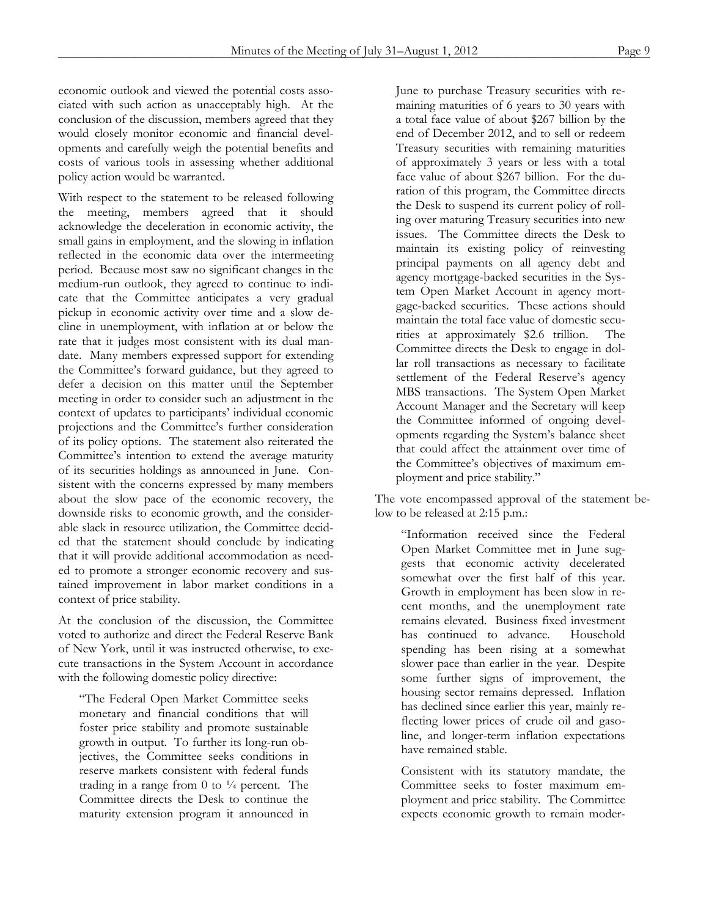economic outlook and viewed the potential costs associated with such action as unacceptably high. At the conclusion of the discussion, members agreed that they would closely monitor economic and financial developments and carefully weigh the potential benefits and costs of various tools in assessing whether additional policy action would be warranted.

With respect to the statement to be released following the meeting, members agreed that it should acknowledge the deceleration in economic activity, the small gains in employment, and the slowing in inflation reflected in the economic data over the intermeeting period. Because most saw no significant changes in the medium-run outlook, they agreed to continue to indicate that the Committee anticipates a very gradual pickup in economic activity over time and a slow decline in unemployment, with inflation at or below the rate that it judges most consistent with its dual mandate. Many members expressed support for extending the Committee's forward guidance, but they agreed to defer a decision on this matter until the September meeting in order to consider such an adjustment in the context of updates to participants' individual economic projections and the Committee's further consideration of its policy options. The statement also reiterated the Committee's intention to extend the average maturity of its securities holdings as announced in June. Consistent with the concerns expressed by many members about the slow pace of the economic recovery, the downside risks to economic growth, and the considerable slack in resource utilization, the Committee decided that the statement should conclude by indicating that it will provide additional accommodation as needed to promote a stronger economic recovery and sustained improvement in labor market conditions in a context of price stability.

At the conclusion of the discussion, the Committee voted to authorize and direct the Federal Reserve Bank of New York, until it was instructed otherwise, to execute transactions in the System Account in accordance with the following domestic policy directive:

> "The Federal Open Market Committee seeks monetary and financial conditions that will foster price stability and promote sustainable growth in output. To further its long-run objectives, the Committee seeks conditions in reserve markets consistent with federal funds trading in a range from 0 to ¼ percent. The Committee directs the Desk to continue the maturity extension program it announced in June to purchase Treasury securities with remaining maturities of 6 years to 30 years with a total face value of about $267 billion by the end of December 2012, and to sell or redeem Treasury securities with remaining maturities of approximately 3 years or less with a total face value of about $267 billion. For the duration of this program, the Committee directs the Desk to suspend its current policy of rolling over maturing Treasury securities into new issues. The Committee directs the Desk to maintain its existing policy of reinvesting principal payments on all agency debt and agency mortgage-backed securities in the System Open Market Account in agency mortgage-backed securities. These actions should maintain the total face value of domestic securities at approximately $2.6 trillion. The Committee directs the Desk to engage in dollar roll transactions as necessary to facilitate settlement of the Federal Reserve's agency MBS transactions. The System Open Market Account Manager and the Secretary will keep the Committee informed of ongoing developments regarding the System's balance sheet that could affect the attainment over time of the Committee's objectives of maximum employment and price stability."

The vote encompassed approval of the statement below to be released at 2:15 p.m.:

> "Information received since the Federal Open Market Committee met in June suggests that economic activity decelerated somewhat over the first half of this year. Growth in employment has been slow in recent months, and the unemployment rate remains elevated. Business fixed investment has continued to advance. Household spending has been rising at a somewhat slower pace than earlier in the year. Despite some further signs of improvement, the housing sector remains depressed. Inflation has declined since earlier this year, mainly reflecting lower prices of crude oil and gasoline, and longer-term inflation expectations have remained stable.
>
> Consistent with its statutory mandate, the Committee seeks to foster maximum employment and price stability. The Committee expects economic growth to remain moder-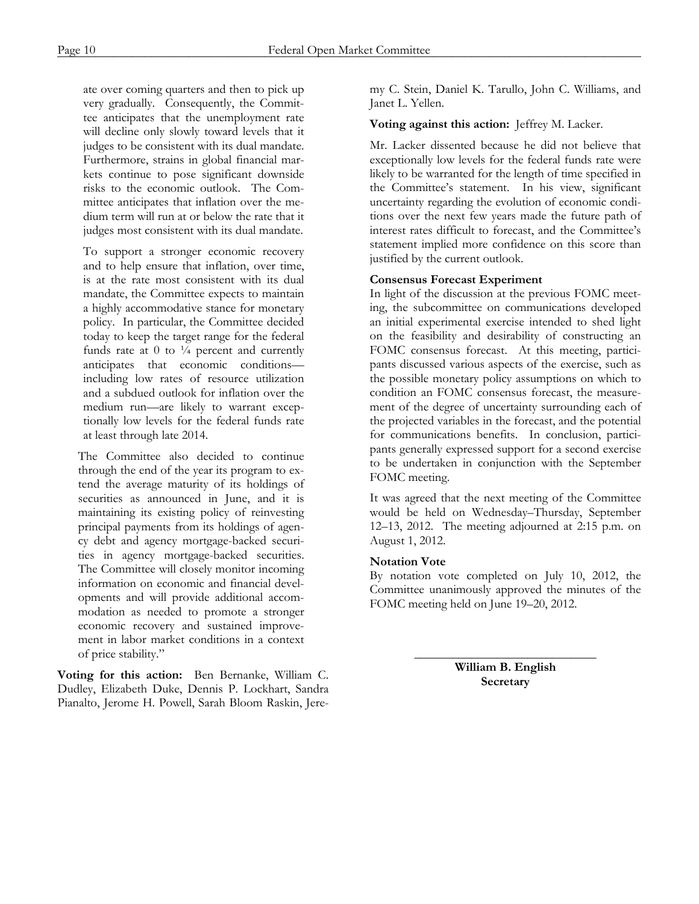ate over coming quarters and then to pick up very gradually. Consequently, the Committee anticipates that the unemployment rate will decline only slowly toward levels that it judges to be consistent with its dual mandate. Furthermore, strains in global financial markets continue to pose significant downside risks to the economic outlook. The Committee anticipates that inflation over the medium term will run at or below the rate that it judges most consistent with its dual mandate.

To support a stronger economic recovery and to help ensure that inflation, over time, is at the rate most consistent with its dual mandate, the Committee expects to maintain a highly accommodative stance for monetary policy. In particular, the Committee decided today to keep the target range for the federal funds rate at 0 to ¼ percent and currently anticipates that economic conditions—including low rates of resource utilization and a subdued outlook for inflation over the medium run—are likely to warrant exceptionally low levels for the federal funds rate at least through late 2014.

The Committee also decided to continue through the end of the year its program to extend the average maturity of its holdings of securities as announced in June, and it is maintaining its existing policy of reinvesting principal payments from its holdings of agency debt and agency mortgage-backed securities in agency mortgage-backed securities. The Committee will closely monitor incoming information on economic and financial developments and will provide additional accommodation as needed to promote a stronger economic recovery and sustained improvement in labor market conditions in a context of price stability."

**Voting for this action:** Ben Bernanke, William C. Dudley, Elizabeth Duke, Dennis P. Lockhart, Sandra Pianalto, Jerome H. Powell, Sarah Bloom Raskin, Jeremy C. Stein, Daniel K. Tarullo, John C. Williams, and Janet L. Yellen.

**Voting against this action:** Jeffrey M. Lacker.

Mr. Lacker dissented because he did not believe that exceptionally low levels for the federal funds rate were likely to be warranted for the length of time specified in the Committee's statement. In his view, significant uncertainty regarding the evolution of economic conditions over the next few years made the future path of interest rates difficult to forecast, and the Committee's statement implied more confidence on this score than justified by the current outlook.

**Consensus Forecast Experiment**

In light of the discussion at the previous FOMC meeting, the subcommittee on communications developed an initial experimental exercise intended to shed light on the feasibility and desirability of constructing an FOMC consensus forecast. At this meeting, participants discussed various aspects of the exercise, such as the possible monetary policy assumptions on which to condition an FOMC consensus forecast, the measurement of the degree of uncertainty surrounding each of the projected variables in the forecast, and the potential for communications benefits. In conclusion, participants generally expressed support for a second exercise to be undertaken in conjunction with the September FOMC meeting.

It was agreed that the next meeting of the Committee would be held on Wednesday–Thursday, September 12–13, 2012. The meeting adjourned at 2:15 p.m. on August 1, 2012.

**Notation Vote**

By notation vote completed on July 10, 2012, the Committee unanimously approved the minutes of the FOMC meeting held on June 19–20, 2012.

**William B. English**
**Secretary**